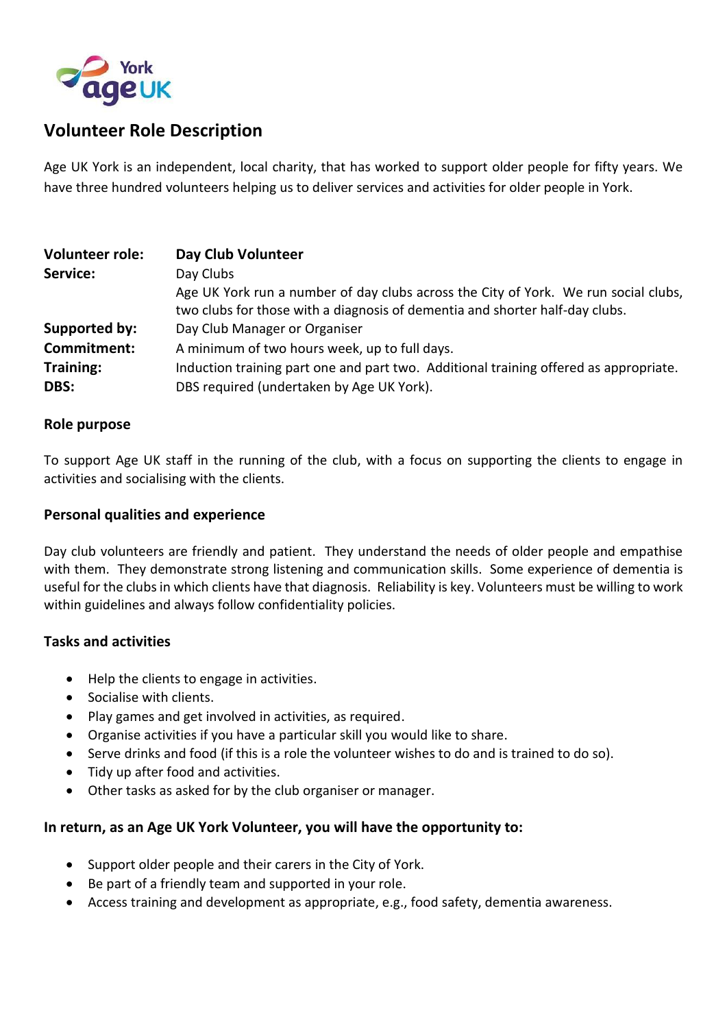York Age UK

# Volunteer Role Description

Age UK York is an independent, local charity, that has worked to support older people for fifty years. We have three hundred volunteers helping us to deliver services and activities for older people in York.

| | |
|---|---|
| **Volunteer role:** | **Day Club Volunteer** |
| **Service:** | Day Clubs<br>Age UK York run a number of day clubs across the City of York. We run social clubs, two clubs for those with a diagnosis of dementia and shorter half-day clubs. |
| **Supported by:** | Day Club Manager or Organiser |
| **Commitment:** | A minimum of two hours week, up to full days. |
| **Training:** | Induction training part one and part two. Additional training offered as appropriate. |
| **DBS:** | DBS required (undertaken by Age UK York). |

### Role purpose

To support Age UK staff in the running of the club, with a focus on supporting the clients to engage in activities and socialising with the clients.

### Personal qualities and experience

Day club volunteers are friendly and patient. They understand the needs of older people and empathise with them. They demonstrate strong listening and communication skills. Some experience of dementia is useful for the clubs in which clients have that diagnosis. Reliability is key. Volunteers must be willing to work within guidelines and always follow confidentiality policies.

### Tasks and activities

- Help the clients to engage in activities.
- Socialise with clients.
- Play games and get involved in activities, as required.
- Organise activities if you have a particular skill you would like to share.
- Serve drinks and food (if this is a role the volunteer wishes to do and is trained to do so).
- Tidy up after food and activities.
- Other tasks as asked for by the club organiser or manager.

### In return, as an Age UK York Volunteer, you will have the opportunity to:

- Support older people and their carers in the City of York.
- Be part of a friendly team and supported in your role.
- Access training and development as appropriate, e.g., food safety, dementia awareness.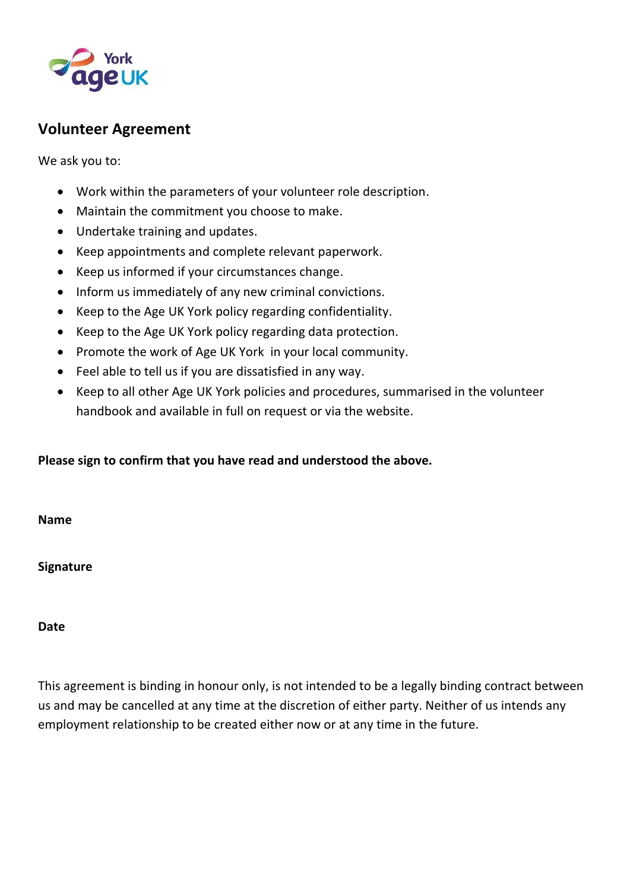York age UK

## Volunteer Agreement

We ask you to:

- Work within the parameters of your volunteer role description.
- Maintain the commitment you choose to make.
- Undertake training and updates.
- Keep appointments and complete relevant paperwork.
- Keep us informed if your circumstances change.
- Inform us immediately of any new criminal convictions.
- Keep to the Age UK York policy regarding confidentiality.
- Keep to the Age UK York policy regarding data protection.
- Promote the work of Age UK York in your local community.
- Feel able to tell us if you are dissatisfied in any way.
- Keep to all other Age UK York policies and procedures, summarised in the volunteer handbook and available in full on request or via the website.

**Please sign to confirm that you have read and understood the above.**

**Name**

**Signature**

**Date**

This agreement is binding in honour only, is not intended to be a legally binding contract between us and may be cancelled at any time at the discretion of either party. Neither of us intends any employment relationship to be created either now or at any time in the future.